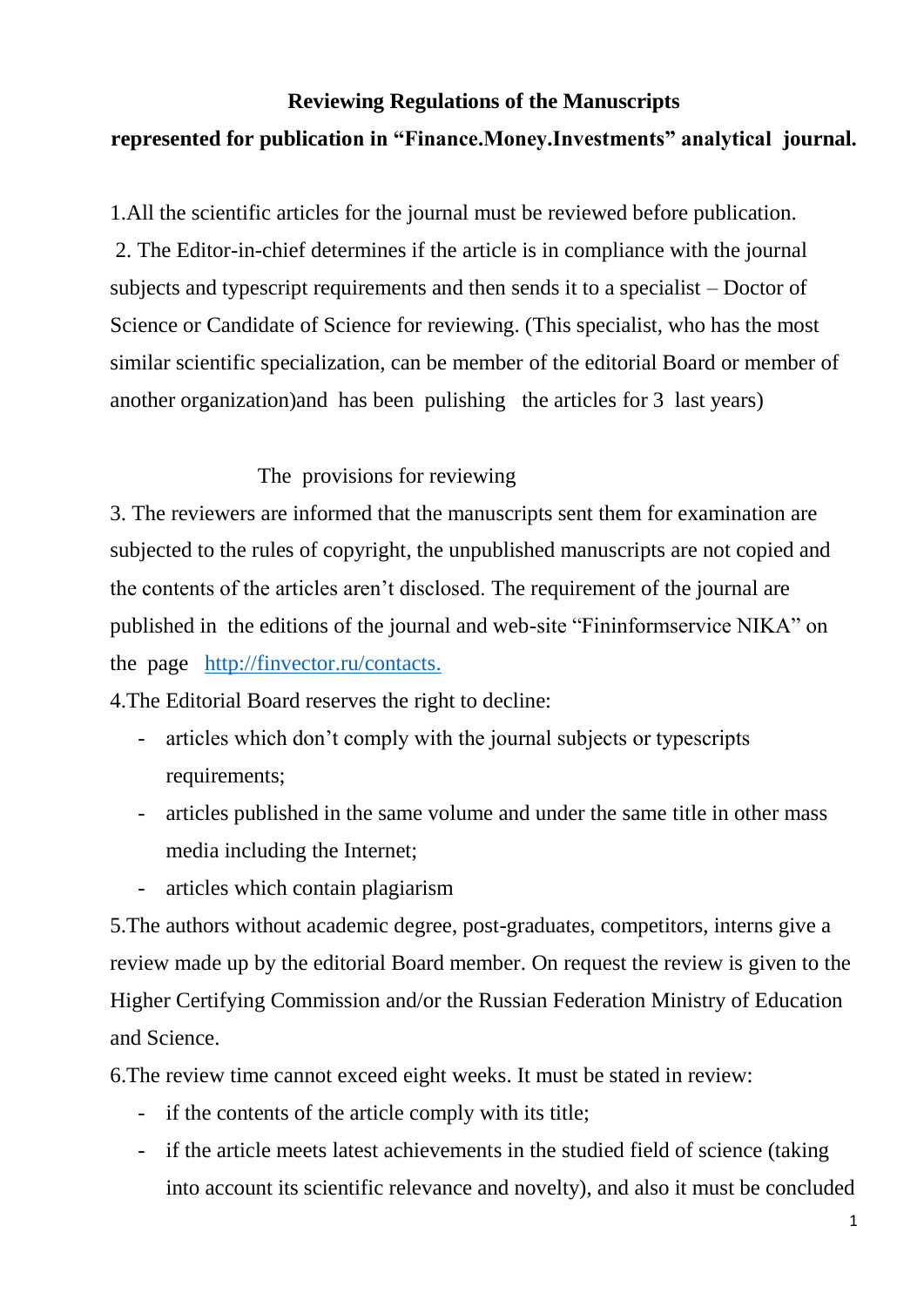**Reviewing Regulations of the Manuscripts**

**represented for publication in "Finance.Money.Investments" analytical journal.**

1.All the scientific articles for the journal must be reviewed before publication.

2. The Editor-in-chief determines if the article is in compliance with the journal subjects and typescript requirements and then sends it to a specialist – Doctor of Science or Candidate of Science for reviewing. (This specialist, who has the most similar scientific specialization, can be member of the editorial Board or member of another organization)and has been pulishing the articles for 3 last years)

The provisions for reviewing

3. The reviewers are informed that the manuscripts sent them for examination are subjected to the rules of copyright, the unpublished manuscripts are not copied and the contents of the articles aren't disclosed. The requirement of the journal are published in the editions of the journal and web-site "Fininformservice NIKA" on the page http://finvector.ru/contacts.

4.The Editorial Board reserves the right to decline:

- articles which don't comply with the journal subjects or typescripts requirements;
- articles published in the same volume and under the same title in other mass media including the Internet;
- articles which contain plagiarism

5.The authors without academic degree, post-graduates, competitors, interns give a review made up by the editorial Board member. On request the review is given to the Higher Certifying Commission and/or the Russian Federation Ministry of Education and Science.

6.The review time cannot exceed eight weeks. It must be stated in review:

- if the contents of the article comply with its title;
- if the article meets latest achievements in the studied field of science (taking into account its scientific relevance and novelty), and also it must be concluded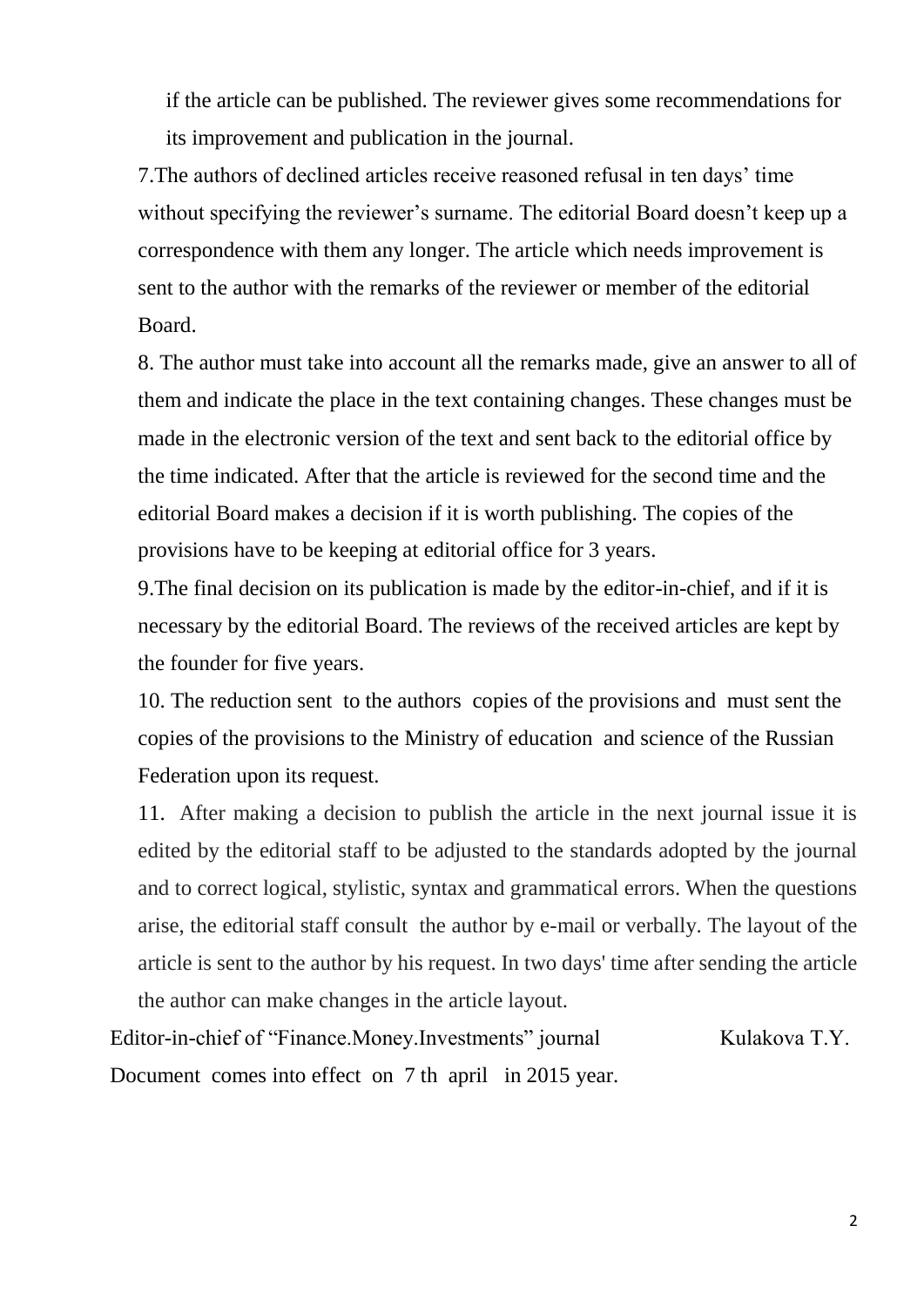if the article can be published. The reviewer gives some recommendations for its improvement and publication in the journal.

7.The authors of declined articles receive reasoned refusal in ten days' time without specifying the reviewer's surname. The editorial Board doesn't keep up a correspondence with them any longer. The article which needs improvement is sent to the author with the remarks of the reviewer or member of the editorial Board.

8. The author must take into account all the remarks made, give an answer to all of them and indicate the place in the text containing changes. These changes must be made in the electronic version of the text and sent back to the editorial office by the time indicated. After that the article is reviewed for the second time and the editorial Board makes a decision if it is worth publishing. The copies of the provisions have to be keeping at editorial office for 3 years.

9.The final decision on its publication is made by the editor-in-chief, and if it is necessary by the editorial Board. The reviews of the received articles are kept by the founder for five years.

10. The reduction sent to the authors copies of the provisions and must sent the copies of the provisions to the Ministry of education and science of the Russian Federation upon its request.

11. After making a decision to publish the article in the next journal issue it is edited by the editorial staff to be adjusted to the standards adopted by the journal and to correct logical, stylistic, syntax and grammatical errors. When the questions arise, the editorial staff consult the author by e-mail or verbally. The layout of the article is sent to the author by his request. In two days' time after sending the article the author can make changes in the article layout.

Editor-in-chief of "Finance.Money.Investments" journal Kulakova T.Y.

Document comes into effect on 7 th april in 2015 year.